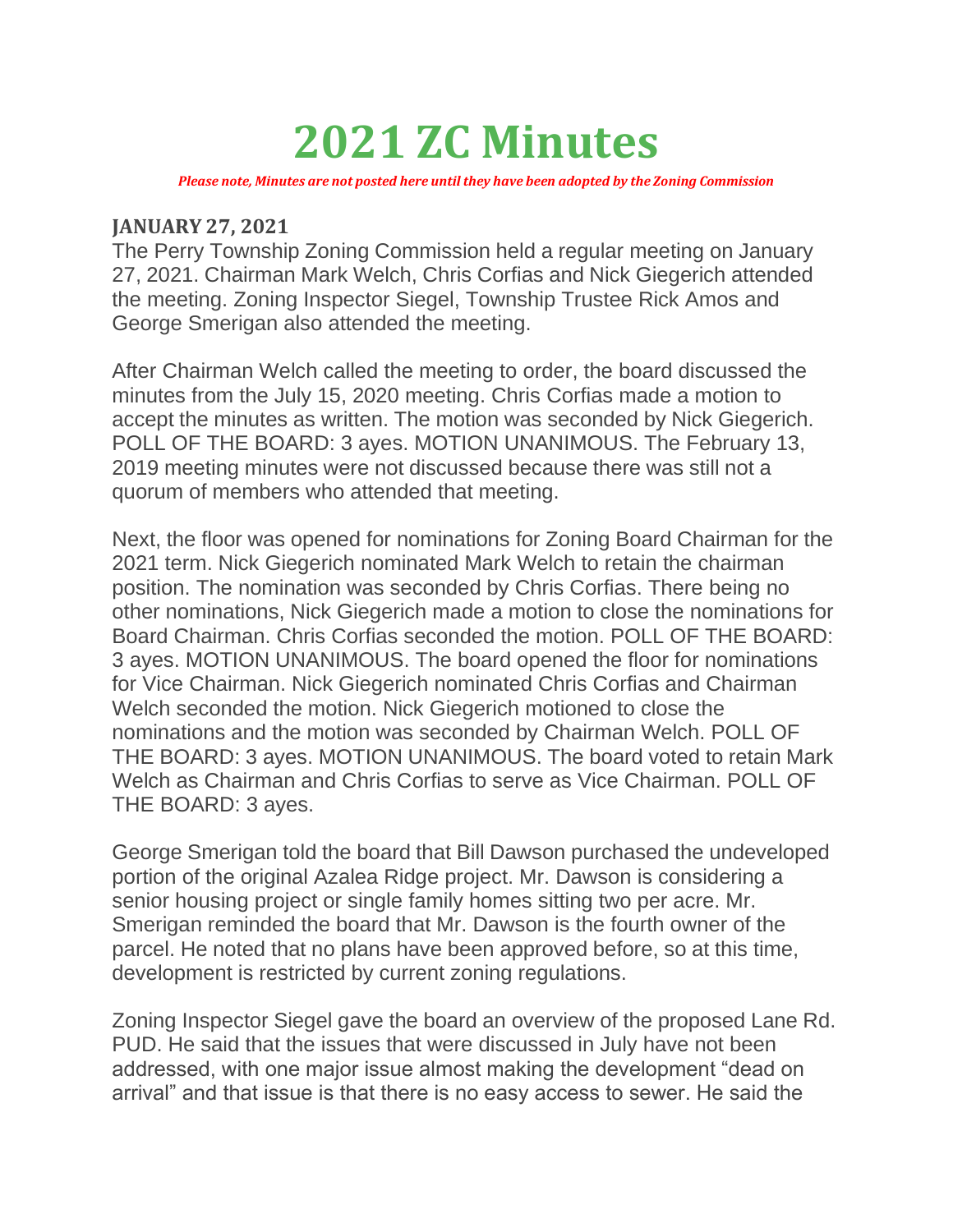# 2021 ZC Minutes

***Please note, Minutes are not posted here until they have been adopted by the Zoning Commission***

### JANUARY 27, 2021

The Perry Township Zoning Commission held a regular meeting on January 27, 2021. Chairman Mark Welch, Chris Corfias and Nick Giegerich attended the meeting. Zoning Inspector Siegel, Township Trustee Rick Amos and George Smerigan also attended the meeting.

After Chairman Welch called the meeting to order, the board discussed the minutes from the July 15, 2020 meeting. Chris Corfias made a motion to accept the minutes as written. The motion was seconded by Nick Giegerich. POLL OF THE BOARD: 3 ayes. MOTION UNANIMOUS. The February 13, 2019 meeting minutes were not discussed because there was still not a quorum of members who attended that meeting.

Next, the floor was opened for nominations for Zoning Board Chairman for the 2021 term. Nick Giegerich nominated Mark Welch to retain the chairman position. The nomination was seconded by Chris Corfias. There being no other nominations, Nick Giegerich made a motion to close the nominations for Board Chairman. Chris Corfias seconded the motion. POLL OF THE BOARD: 3 ayes. MOTION UNANIMOUS. The board opened the floor for nominations for Vice Chairman. Nick Giegerich nominated Chris Corfias and Chairman Welch seconded the motion. Nick Giegerich motioned to close the nominations and the motion was seconded by Chairman Welch. POLL OF THE BOARD: 3 ayes. MOTION UNANIMOUS. The board voted to retain Mark Welch as Chairman and Chris Corfias to serve as Vice Chairman. POLL OF THE BOARD: 3 ayes.

George Smerigan told the board that Bill Dawson purchased the undeveloped portion of the original Azalea Ridge project. Mr. Dawson is considering a senior housing project or single family homes sitting two per acre. Mr. Smerigan reminded the board that Mr. Dawson is the fourth owner of the parcel. He noted that no plans have been approved before, so at this time, development is restricted by current zoning regulations.

Zoning Inspector Siegel gave the board an overview of the proposed Lane Rd. PUD. He said that the issues that were discussed in July have not been addressed, with one major issue almost making the development "dead on arrival" and that issue is that there is no easy access to sewer. He said the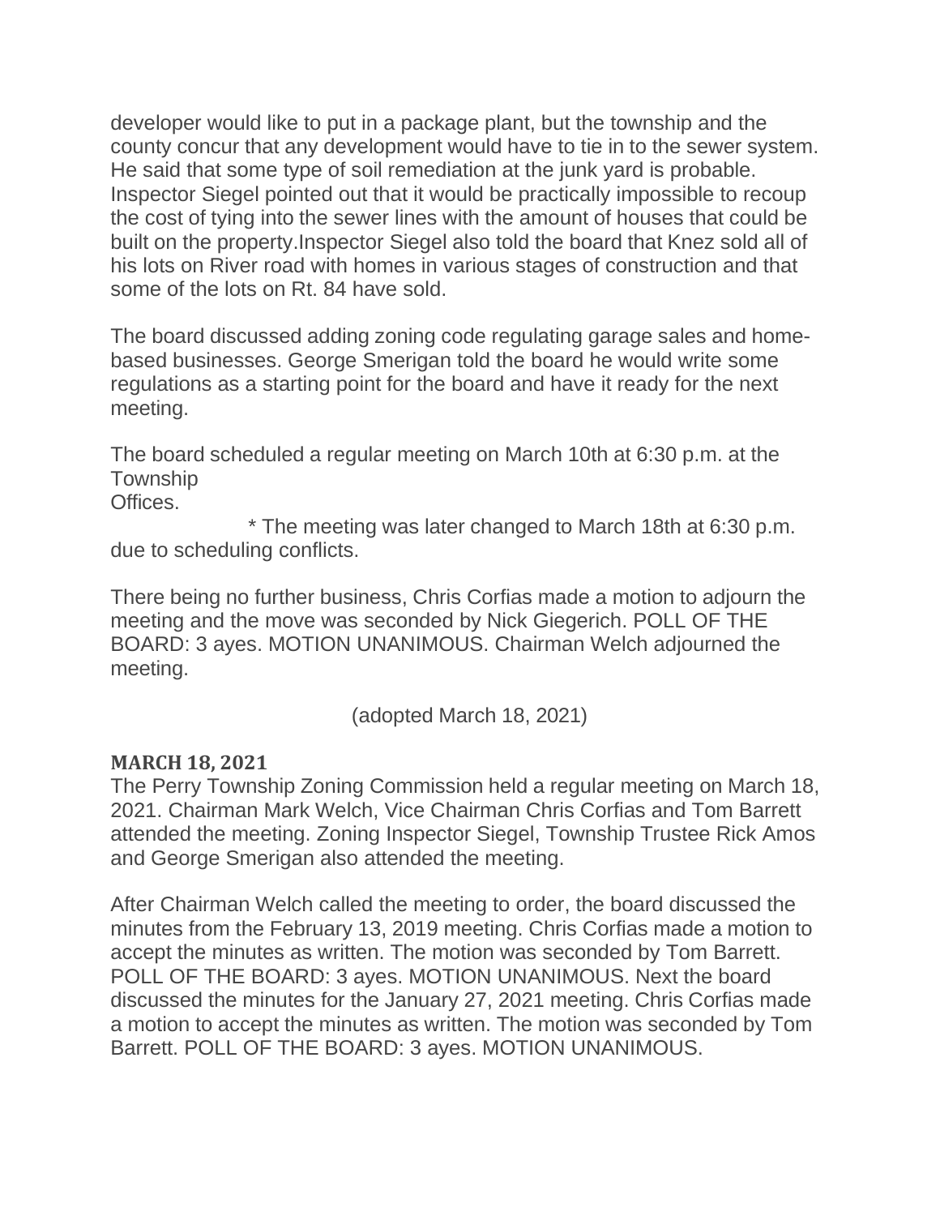developer would like to put in a package plant, but the township and the county concur that any development would have to tie in to the sewer system. He said that some type of soil remediation at the junk yard is probable. Inspector Siegel pointed out that it would be practically impossible to recoup the cost of tying into the sewer lines with the amount of houses that could be built on the property.Inspector Siegel also told the board that Knez sold all of his lots on River road with homes in various stages of construction and that some of the lots on Rt. 84 have sold.

The board discussed adding zoning code regulating garage sales and home-based businesses. George Smerigan told the board he would write some regulations as a starting point for the board and have it ready for the next meeting.

The board scheduled a regular meeting on March 10th at 6:30 p.m. at the Township
Offices.

* The meeting was later changed to March 18th at 6:30 p.m. due to scheduling conflicts.

There being no further business, Chris Corfias made a motion to adjourn the meeting and the move was seconded by Nick Giegerich. POLL OF THE BOARD: 3 ayes. MOTION UNANIMOUS. Chairman Welch adjourned the meeting.

(adopted March 18, 2021)

**MARCH 18, 2021**

The Perry Township Zoning Commission held a regular meeting on March 18, 2021. Chairman Mark Welch, Vice Chairman Chris Corfias and Tom Barrett attended the meeting. Zoning Inspector Siegel, Township Trustee Rick Amos and George Smerigan also attended the meeting.

After Chairman Welch called the meeting to order, the board discussed the minutes from the February 13, 2019 meeting. Chris Corfias made a motion to accept the minutes as written. The motion was seconded by Tom Barrett. POLL OF THE BOARD: 3 ayes. MOTION UNANIMOUS. Next the board discussed the minutes for the January 27, 2021 meeting. Chris Corfias made a motion to accept the minutes as written. The motion was seconded by Tom Barrett. POLL OF THE BOARD: 3 ayes. MOTION UNANIMOUS.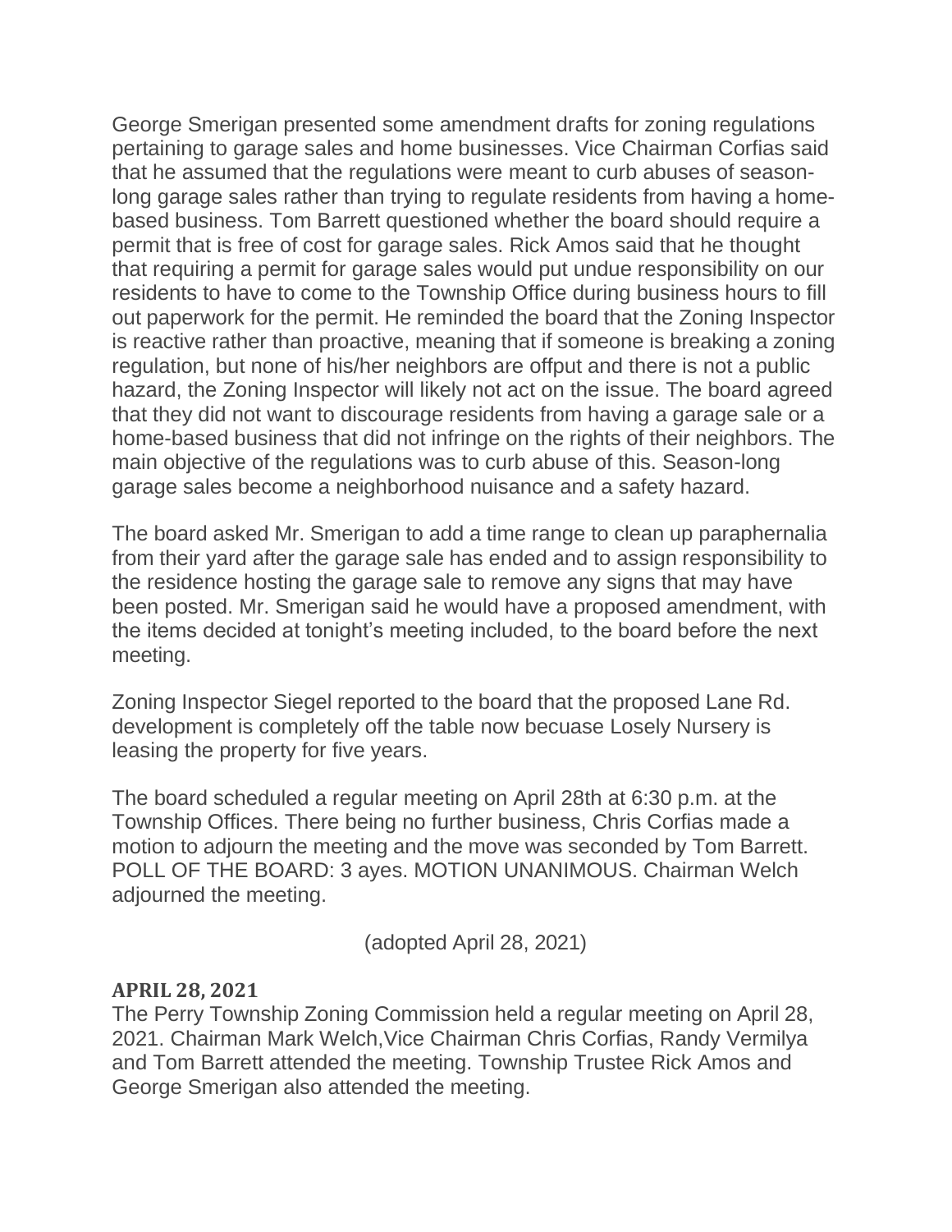George Smerigan presented some amendment drafts for zoning regulations pertaining to garage sales and home businesses. Vice Chairman Corfias said that he assumed that the regulations were meant to curb abuses of season-long garage sales rather than trying to regulate residents from having a home-based business. Tom Barrett questioned whether the board should require a permit that is free of cost for garage sales. Rick Amos said that he thought that requiring a permit for garage sales would put undue responsibility on our residents to have to come to the Township Office during business hours to fill out paperwork for the permit. He reminded the board that the Zoning Inspector is reactive rather than proactive, meaning that if someone is breaking a zoning regulation, but none of his/her neighbors are offput and there is not a public hazard, the Zoning Inspector will likely not act on the issue. The board agreed that they did not want to discourage residents from having a garage sale or a home-based business that did not infringe on the rights of their neighbors. The main objective of the regulations was to curb abuse of this. Season-long garage sales become a neighborhood nuisance and a safety hazard.

The board asked Mr. Smerigan to add a time range to clean up paraphernalia from their yard after the garage sale has ended and to assign responsibility to the residence hosting the garage sale to remove any signs that may have been posted. Mr. Smerigan said he would have a proposed amendment, with the items decided at tonight's meeting included, to the board before the next meeting.

Zoning Inspector Siegel reported to the board that the proposed Lane Rd. development is completely off the table now becuase Losely Nursery is leasing the property for five years.

The board scheduled a regular meeting on April 28th at 6:30 p.m. at the Township Offices. There being no further business, Chris Corfias made a motion to adjourn the meeting and the move was seconded by Tom Barrett. POLL OF THE BOARD: 3 ayes. MOTION UNANIMOUS. Chairman Welch adjourned the meeting.

(adopted April 28, 2021)

**APRIL 28, 2021**

The Perry Township Zoning Commission held a regular meeting on April 28, 2021. Chairman Mark Welch,Vice Chairman Chris Corfias, Randy Vermilya and Tom Barrett attended the meeting. Township Trustee Rick Amos and George Smerigan also attended the meeting.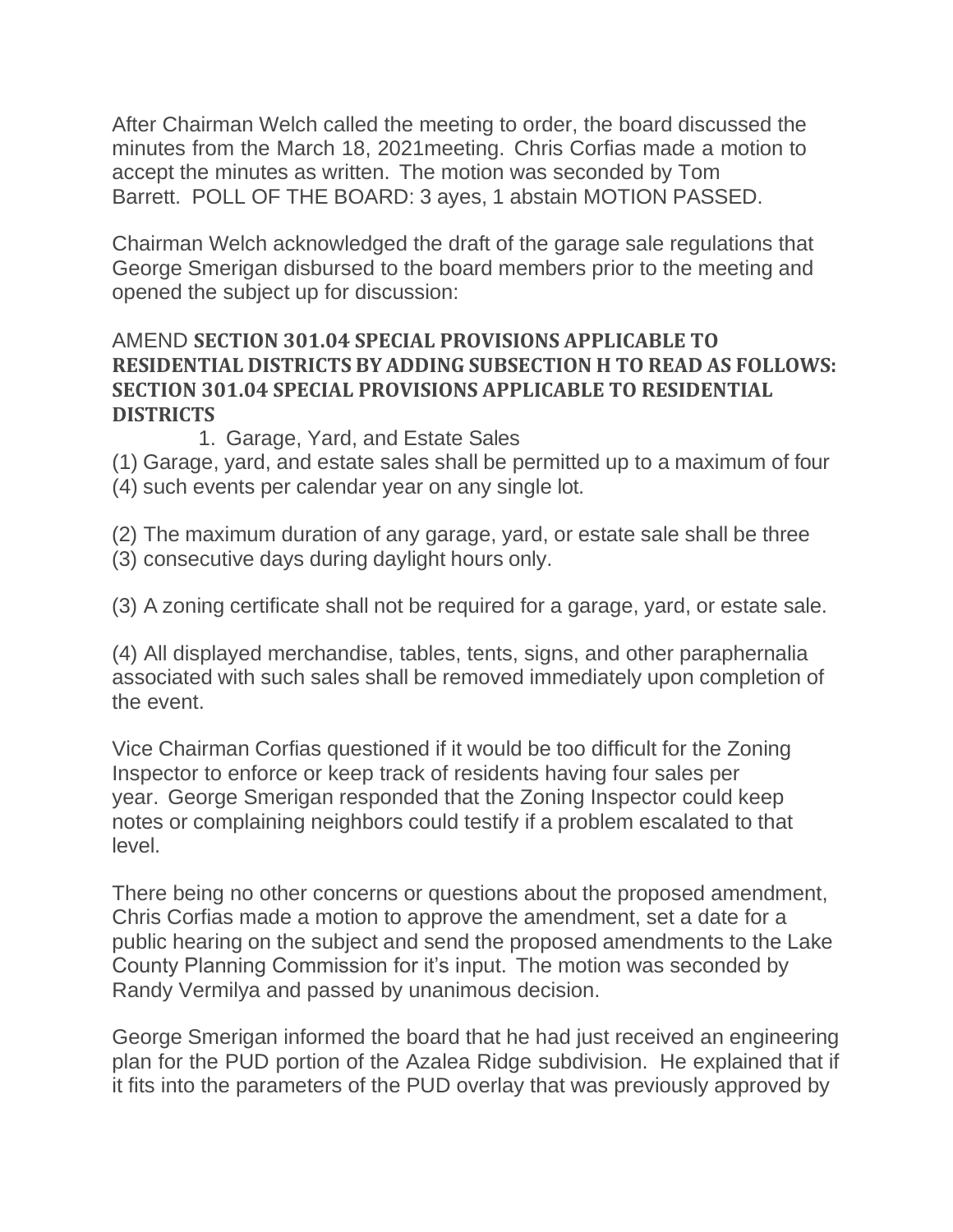After Chairman Welch called the meeting to order, the board discussed the minutes from the March 18, 2021meeting. Chris Corfias made a motion to accept the minutes as written. The motion was seconded by Tom Barrett. POLL OF THE BOARD: 3 ayes, 1 abstain MOTION PASSED.

Chairman Welch acknowledged the draft of the garage sale regulations that George Smerigan disbursed to the board members prior to the meeting and opened the subject up for discussion:

AMEND **SECTION 301.04 SPECIAL PROVISIONS APPLICABLE TO RESIDENTIAL DISTRICTS BY ADDING SUBSECTION H TO READ AS FOLLOWS: SECTION 301.04 SPECIAL PROVISIONS APPLICABLE TO RESIDENTIAL DISTRICTS**

1. Garage, Yard, and Estate Sales

(1) Garage, yard, and estate sales shall be permitted up to a maximum of four (4) such events per calendar year on any single lot.

(2) The maximum duration of any garage, yard, or estate sale shall be three (3) consecutive days during daylight hours only.

(3) A zoning certificate shall not be required for a garage, yard, or estate sale.

(4) All displayed merchandise, tables, tents, signs, and other paraphernalia associated with such sales shall be removed immediately upon completion of the event.

Vice Chairman Corfias questioned if it would be too difficult for the Zoning Inspector to enforce or keep track of residents having four sales per year. George Smerigan responded that the Zoning Inspector could keep notes or complaining neighbors could testify if a problem escalated to that level.

There being no other concerns or questions about the proposed amendment, Chris Corfias made a motion to approve the amendment, set a date for a public hearing on the subject and send the proposed amendments to the Lake County Planning Commission for it's input. The motion was seconded by Randy Vermilya and passed by unanimous decision.

George Smerigan informed the board that he had just received an engineering plan for the PUD portion of the Azalea Ridge subdivision. He explained that if it fits into the parameters of the PUD overlay that was previously approved by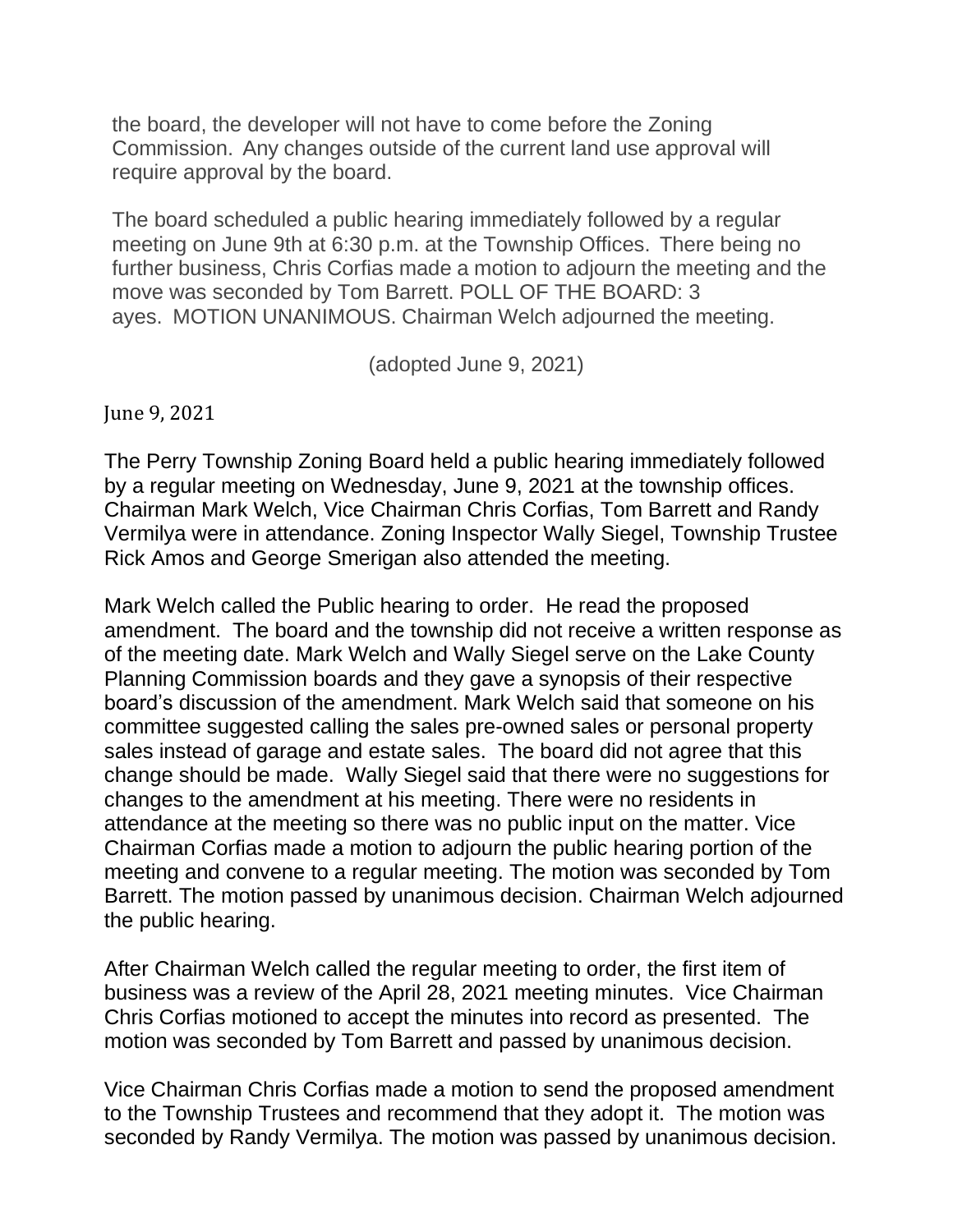the board, the developer will not have to come before the Zoning Commission. Any changes outside of the current land use approval will require approval by the board.

The board scheduled a public hearing immediately followed by a regular meeting on June 9th at 6:30 p.m. at the Township Offices. There being no further business, Chris Corfias made a motion to adjourn the meeting and the move was seconded by Tom Barrett. POLL OF THE BOARD: 3 ayes. MOTION UNANIMOUS. Chairman Welch adjourned the meeting.

(adopted June 9, 2021)

June 9, 2021

The Perry Township Zoning Board held a public hearing immediately followed by a regular meeting on Wednesday, June 9, 2021 at the township offices. Chairman Mark Welch, Vice Chairman Chris Corfias, Tom Barrett and Randy Vermilya were in attendance. Zoning Inspector Wally Siegel, Township Trustee Rick Amos and George Smerigan also attended the meeting.

Mark Welch called the Public hearing to order. He read the proposed amendment. The board and the township did not receive a written response as of the meeting date. Mark Welch and Wally Siegel serve on the Lake County Planning Commission boards and they gave a synopsis of their respective board's discussion of the amendment. Mark Welch said that someone on his committee suggested calling the sales pre-owned sales or personal property sales instead of garage and estate sales. The board did not agree that this change should be made. Wally Siegel said that there were no suggestions for changes to the amendment at his meeting. There were no residents in attendance at the meeting so there was no public input on the matter. Vice Chairman Corfias made a motion to adjourn the public hearing portion of the meeting and convene to a regular meeting. The motion was seconded by Tom Barrett. The motion passed by unanimous decision. Chairman Welch adjourned the public hearing.

After Chairman Welch called the regular meeting to order, the first item of business was a review of the April 28, 2021 meeting minutes. Vice Chairman Chris Corfias motioned to accept the minutes into record as presented. The motion was seconded by Tom Barrett and passed by unanimous decision.

Vice Chairman Chris Corfias made a motion to send the proposed amendment to the Township Trustees and recommend that they adopt it. The motion was seconded by Randy Vermilya. The motion was passed by unanimous decision.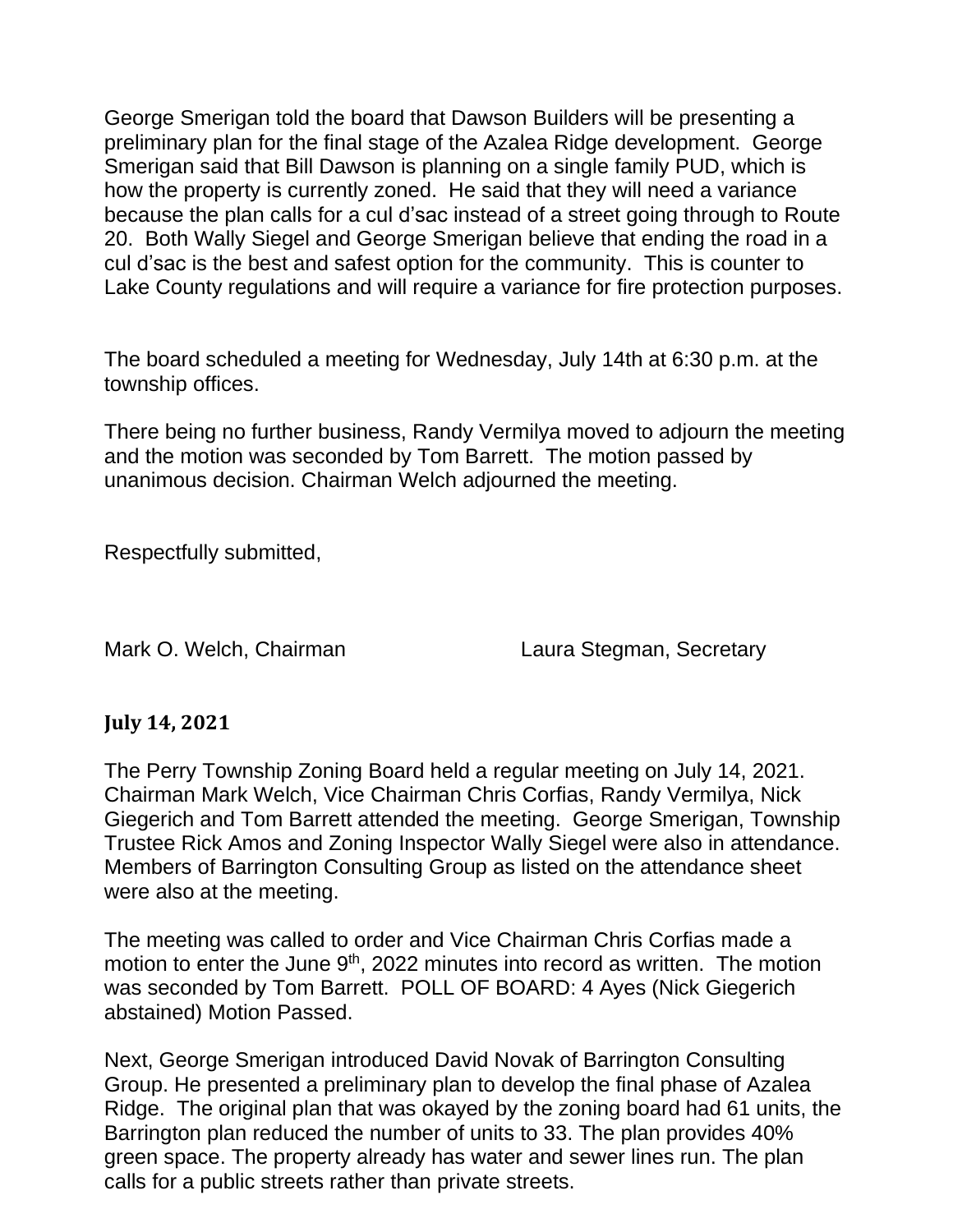George Smerigan told the board that Dawson Builders will be presenting a preliminary plan for the final stage of the Azalea Ridge development. George Smerigan said that Bill Dawson is planning on a single family PUD, which is how the property is currently zoned. He said that they will need a variance because the plan calls for a cul d'sac instead of a street going through to Route 20. Both Wally Siegel and George Smerigan believe that ending the road in a cul d'sac is the best and safest option for the community. This is counter to Lake County regulations and will require a variance for fire protection purposes.

The board scheduled a meeting for Wednesday, July 14th at 6:30 p.m. at the township offices.

There being no further business, Randy Vermilya moved to adjourn the meeting and the motion was seconded by Tom Barrett. The motion passed by unanimous decision. Chairman Welch adjourned the meeting.

Respectfully submitted,

Mark O. Welch, Chairman                Laura Stegman, Secretary

### July 14, 2021

The Perry Township Zoning Board held a regular meeting on July 14, 2021. Chairman Mark Welch, Vice Chairman Chris Corfias, Randy Vermilya, Nick Giegerich and Tom Barrett attended the meeting. George Smerigan, Township Trustee Rick Amos and Zoning Inspector Wally Siegel were also in attendance. Members of Barrington Consulting Group as listed on the attendance sheet were also at the meeting.

The meeting was called to order and Vice Chairman Chris Corfias made a motion to enter the June 9th, 2022 minutes into record as written. The motion was seconded by Tom Barrett. POLL OF BOARD: 4 Ayes (Nick Giegerich abstained) Motion Passed.

Next, George Smerigan introduced David Novak of Barrington Consulting Group. He presented a preliminary plan to develop the final phase of Azalea Ridge. The original plan that was okayed by the zoning board had 61 units, the Barrington plan reduced the number of units to 33. The plan provides 40% green space. The property already has water and sewer lines run. The plan calls for a public streets rather than private streets.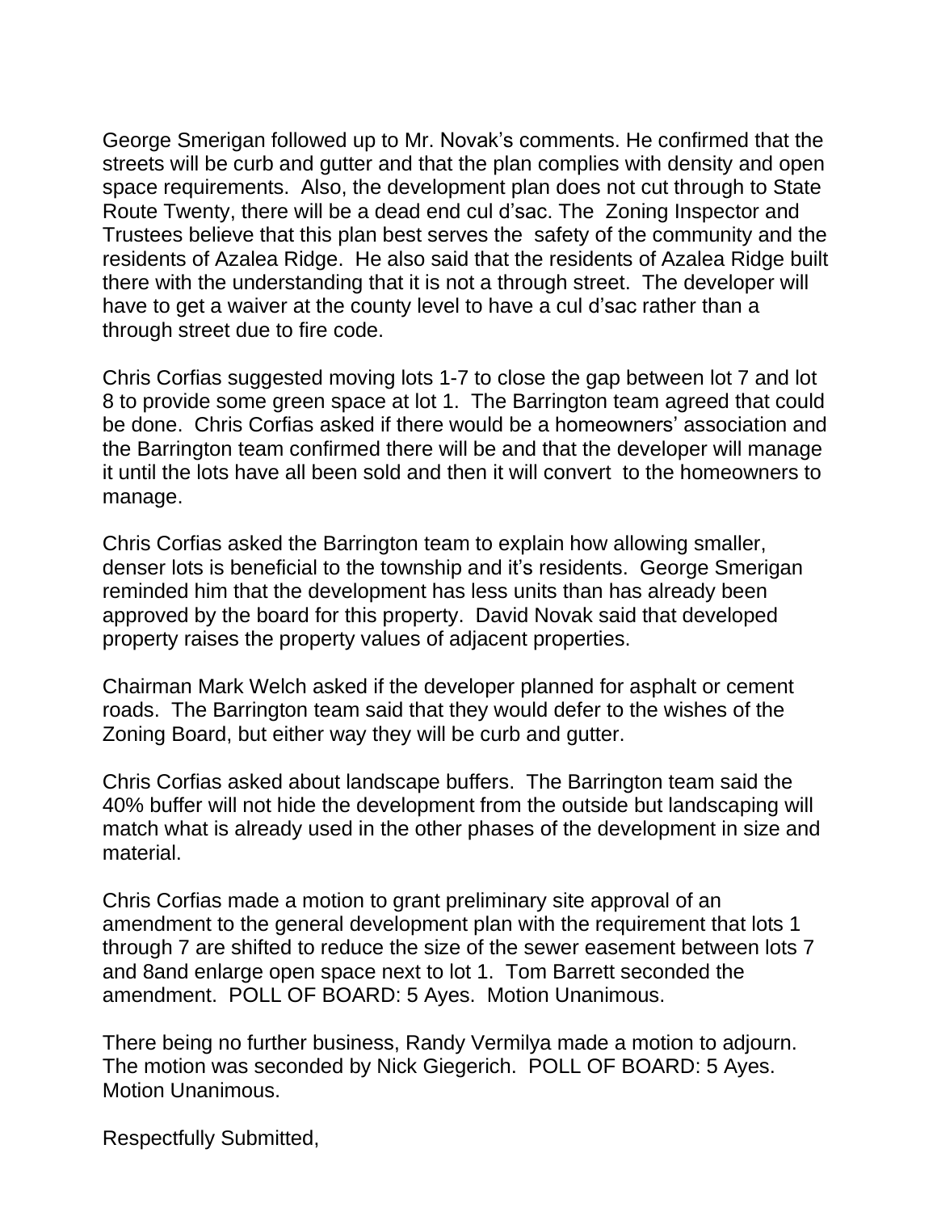George Smerigan followed up to Mr. Novak's comments. He confirmed that the streets will be curb and gutter and that the plan complies with density and open space requirements. Also, the development plan does not cut through to State Route Twenty, there will be a dead end cul d'sac. The Zoning Inspector and Trustees believe that this plan best serves the safety of the community and the residents of Azalea Ridge. He also said that the residents of Azalea Ridge built there with the understanding that it is not a through street. The developer will have to get a waiver at the county level to have a cul d'sac rather than a through street due to fire code.

Chris Corfias suggested moving lots 1-7 to close the gap between lot 7 and lot 8 to provide some green space at lot 1. The Barrington team agreed that could be done. Chris Corfias asked if there would be a homeowners' association and the Barrington team confirmed there will be and that the developer will manage it until the lots have all been sold and then it will convert to the homeowners to manage.

Chris Corfias asked the Barrington team to explain how allowing smaller, denser lots is beneficial to the township and it's residents. George Smerigan reminded him that the development has less units than has already been approved by the board for this property. David Novak said that developed property raises the property values of adjacent properties.

Chairman Mark Welch asked if the developer planned for asphalt or cement roads. The Barrington team said that they would defer to the wishes of the Zoning Board, but either way they will be curb and gutter.

Chris Corfias asked about landscape buffers. The Barrington team said the 40% buffer will not hide the development from the outside but landscaping will match what is already used in the other phases of the development in size and material.

Chris Corfias made a motion to grant preliminary site approval of an amendment to the general development plan with the requirement that lots 1 through 7 are shifted to reduce the size of the sewer easement between lots 7 and 8and enlarge open space next to lot 1. Tom Barrett seconded the amendment. POLL OF BOARD: 5 Ayes. Motion Unanimous.

There being no further business, Randy Vermilya made a motion to adjourn. The motion was seconded by Nick Giegerich. POLL OF BOARD: 5 Ayes. Motion Unanimous.

Respectfully Submitted,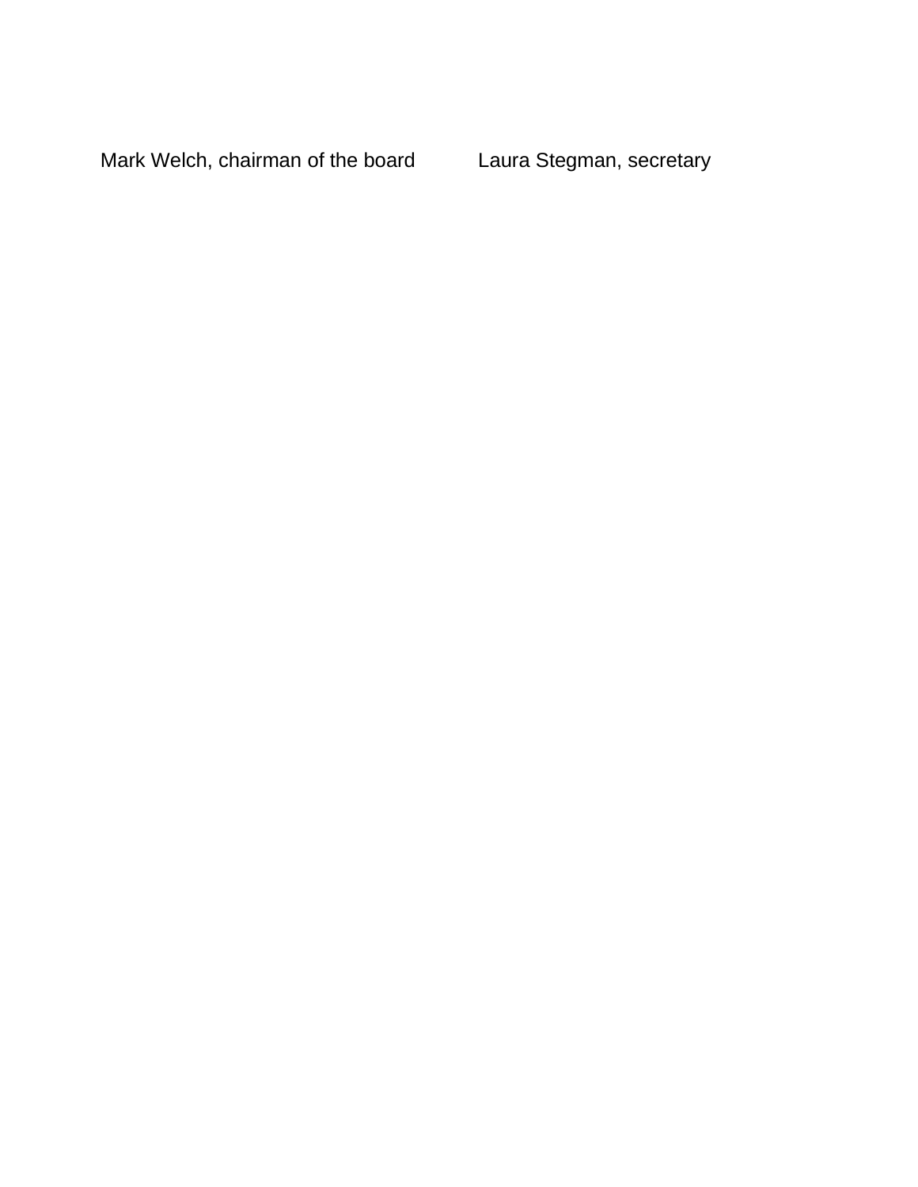Mark Welch, chairman of the board        Laura Stegman, secretary